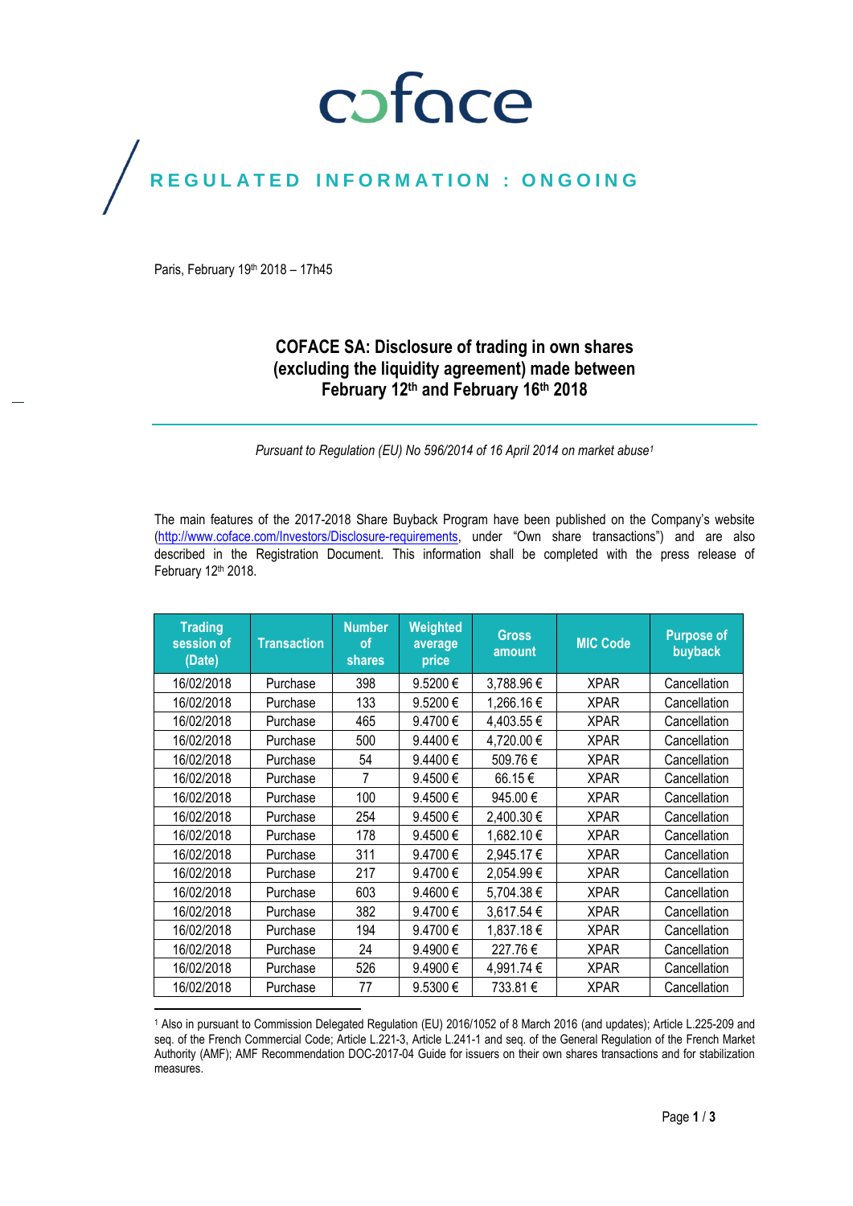# coface

## REGULATED INFORMATION : ONGOING

Paris, February 19th 2018 – 17h45

# COFACE SA: Disclosure of trading in own shares (excluding the liquidity agreement) made between February 12th and February 16th 2018

*Pursuant to Regulation (EU) No 596/2014 of 16 April 2014 on market abuse[1]*

The main features of the 2017-2018 Share Buyback Program have been published on the Company's website (http://www.coface.com/Investors/Disclosure-requirements, under "Own share transactions") and are also described in the Registration Document. This information shall be completed with the press release of February 12th 2018.

| Trading session of (Date) | Transaction | Number of shares | Weighted average price | Gross amount | MIC Code | Purpose of buyback |
|---|---|---|---|---|---|---|
| 16/02/2018 | Purchase | 398 | 9.5200 € | 3,788.96 € | XPAR | Cancellation |
| 16/02/2018 | Purchase | 133 | 9.5200 € | 1,266.16 € | XPAR | Cancellation |
| 16/02/2018 | Purchase | 465 | 9.4700 € | 4,403.55 € | XPAR | Cancellation |
| 16/02/2018 | Purchase | 500 | 9.4400 € | 4,720.00 € | XPAR | Cancellation |
| 16/02/2018 | Purchase | 54 | 9.4400 € | 509.76 € | XPAR | Cancellation |
| 16/02/2018 | Purchase | 7 | 9.4500 € | 66.15 € | XPAR | Cancellation |
| 16/02/2018 | Purchase | 100 | 9.4500 € | 945.00 € | XPAR | Cancellation |
| 16/02/2018 | Purchase | 254 | 9.4500 € | 2,400.30 € | XPAR | Cancellation |
| 16/02/2018 | Purchase | 178 | 9.4500 € | 1,682.10 € | XPAR | Cancellation |
| 16/02/2018 | Purchase | 311 | 9.4700 € | 2,945.17 € | XPAR | Cancellation |
| 16/02/2018 | Purchase | 217 | 9.4700 € | 2,054.99 € | XPAR | Cancellation |
| 16/02/2018 | Purchase | 603 | 9.4600 € | 5,704.38 € | XPAR | Cancellation |
| 16/02/2018 | Purchase | 382 | 9.4700 € | 3,617.54 € | XPAR | Cancellation |
| 16/02/2018 | Purchase | 194 | 9.4700 € | 1,837.18 € | XPAR | Cancellation |
| 16/02/2018 | Purchase | 24 | 9.4900 € | 227.76 € | XPAR | Cancellation |
| 16/02/2018 | Purchase | 526 | 9.4900 € | 4,991.74 € | XPAR | Cancellation |
| 16/02/2018 | Purchase | 77 | 9.5300 € | 733.81 € | XPAR | Cancellation |

[1] Also in pursuant to Commission Delegated Regulation (EU) 2016/1052 of 8 March 2016 (and updates); Article L.225-209 and seq. of the French Commercial Code; Article L.221-3, Article L.241-1 and seq. of the General Regulation of the French Market Authority (AMF); AMF Recommendation DOC-2017-04 Guide for issuers on their own shares transactions and for stabilization measures.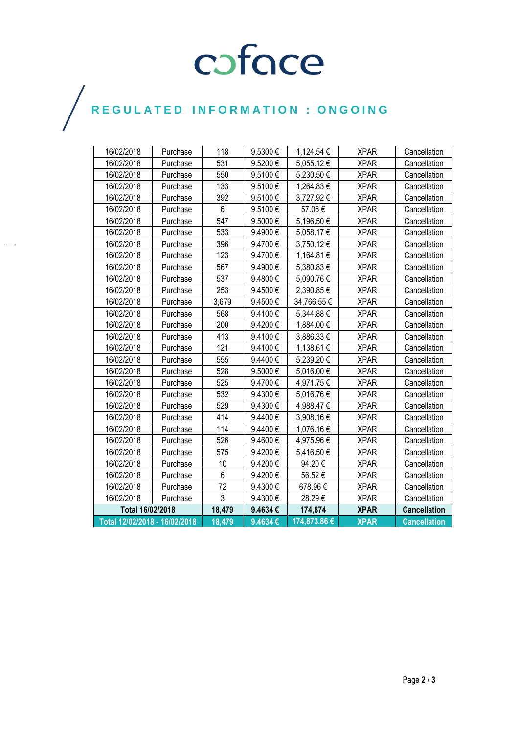coface

REGULATED INFORMATION : ONGOING

| | | | | | | |
|---|---|---|---|---|---|---|
| 16/02/2018 | Purchase | 118 | 9.5300 € | 1,124.54 € | XPAR | Cancellation |
| 16/02/2018 | Purchase | 531 | 9.5200 € | 5,055.12 € | XPAR | Cancellation |
| 16/02/2018 | Purchase | 550 | 9.5100 € | 5,230.50 € | XPAR | Cancellation |
| 16/02/2018 | Purchase | 133 | 9.5100 € | 1,264.83 € | XPAR | Cancellation |
| 16/02/2018 | Purchase | 392 | 9.5100 € | 3,727.92 € | XPAR | Cancellation |
| 16/02/2018 | Purchase | 6 | 9.5100 € | 57.06 € | XPAR | Cancellation |
| 16/02/2018 | Purchase | 547 | 9.5000 € | 5,196.50 € | XPAR | Cancellation |
| 16/02/2018 | Purchase | 533 | 9.4900 € | 5,058.17 € | XPAR | Cancellation |
| 16/02/2018 | Purchase | 396 | 9.4700 € | 3,750.12 € | XPAR | Cancellation |
| 16/02/2018 | Purchase | 123 | 9.4700 € | 1,164.81 € | XPAR | Cancellation |
| 16/02/2018 | Purchase | 567 | 9.4900 € | 5,380.83 € | XPAR | Cancellation |
| 16/02/2018 | Purchase | 537 | 9.4800 € | 5,090.76 € | XPAR | Cancellation |
| 16/02/2018 | Purchase | 253 | 9.4500 € | 2,390.85 € | XPAR | Cancellation |
| 16/02/2018 | Purchase | 3,679 | 9.4500 € | 34,766.55 € | XPAR | Cancellation |
| 16/02/2018 | Purchase | 568 | 9.4100 € | 5,344.88 € | XPAR | Cancellation |
| 16/02/2018 | Purchase | 200 | 9.4200 € | 1,884.00 € | XPAR | Cancellation |
| 16/02/2018 | Purchase | 413 | 9.4100 € | 3,886.33 € | XPAR | Cancellation |
| 16/02/2018 | Purchase | 121 | 9.4100 € | 1,138.61 € | XPAR | Cancellation |
| 16/02/2018 | Purchase | 555 | 9.4400 € | 5,239.20 € | XPAR | Cancellation |
| 16/02/2018 | Purchase | 528 | 9.5000 € | 5,016.00 € | XPAR | Cancellation |
| 16/02/2018 | Purchase | 525 | 9.4700 € | 4,971.75 € | XPAR | Cancellation |
| 16/02/2018 | Purchase | 532 | 9.4300 € | 5,016.76 € | XPAR | Cancellation |
| 16/02/2018 | Purchase | 529 | 9.4300 € | 4,988.47 € | XPAR | Cancellation |
| 16/02/2018 | Purchase | 414 | 9.4400 € | 3,908.16 € | XPAR | Cancellation |
| 16/02/2018 | Purchase | 114 | 9.4400 € | 1,076.16 € | XPAR | Cancellation |
| 16/02/2018 | Purchase | 526 | 9.4600 € | 4,975.96 € | XPAR | Cancellation |
| 16/02/2018 | Purchase | 575 | 9.4200 € | 5,416.50 € | XPAR | Cancellation |
| 16/02/2018 | Purchase | 10 | 9.4200 € | 94.20 € | XPAR | Cancellation |
| 16/02/2018 | Purchase | 6 | 9.4200 € | 56.52 € | XPAR | Cancellation |
| 16/02/2018 | Purchase | 72 | 9.4300 € | 678.96 € | XPAR | Cancellation |
| 16/02/2018 | Purchase | 3 | 9.4300 € | 28.29 € | XPAR | Cancellation |
| **Total 16/02/2018** | | **18,479** | **9.4634 €** | **174,874** | **XPAR** | **Cancellation** |
| **Total 12/02/2018 - 16/02/2018** | | **18,479** | **9.4634 €** | **174,873.86 €** | **XPAR** | **Cancellation** |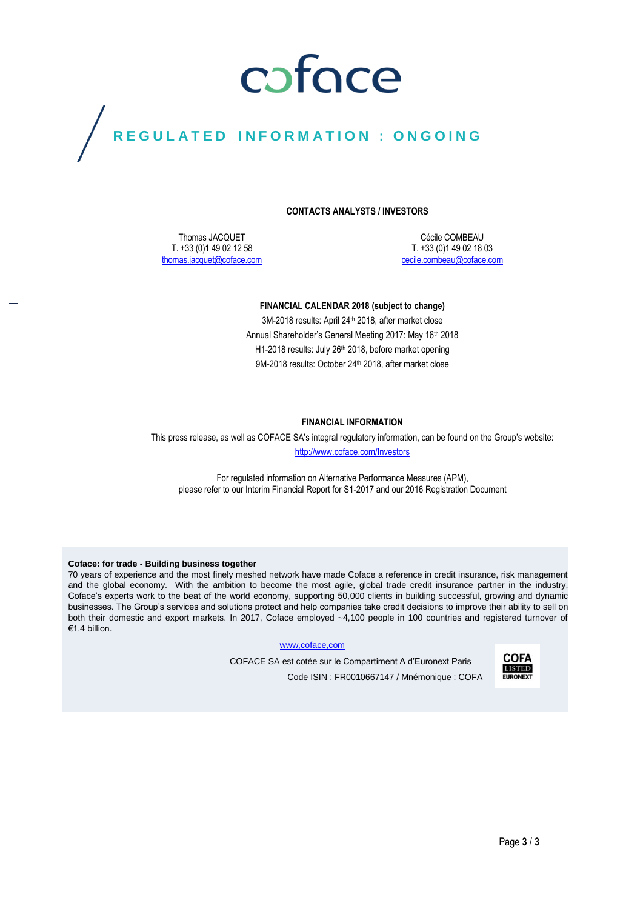coface

## REGULATED INFORMATION : ONGOING

**CONTACTS ANALYSTS / INVESTORS**

Thomas JACQUET
T. +33 (0)1 49 02 12 58
thomas.jacquet@coface.com

Cécile COMBEAU
T. +33 (0)1 49 02 18 03
cecile.combeau@coface.com

**FINANCIAL CALENDAR 2018 (subject to change)**

3M-2018 results: April 24th 2018, after market close
Annual Shareholder's General Meeting 2017: May 16th 2018
H1-2018 results: July 26th 2018, before market opening
9M-2018 results: October 24th 2018, after market close

**FINANCIAL INFORMATION**

This press release, as well as COFACE SA's integral regulatory information, can be found on the Group's website: http://www.coface.com/Investors

For regulated information on Alternative Performance Measures (APM), please refer to our Interim Financial Report for S1-2017 and our 2016 Registration Document

**Coface: for trade - Building business together**
70 years of experience and the most finely meshed network have made Coface a reference in credit insurance, risk management and the global economy. With the ambition to become the most agile, global trade credit insurance partner in the industry, Coface's experts work to the beat of the world economy, supporting 50,000 clients in building successful, growing and dynamic businesses. The Group's services and solutions protect and help companies take credit decisions to improve their ability to sell on both their domestic and export markets. In 2017, Coface employed ~4,100 people in 100 countries and registered turnover of €1.4 billion.

www,coface,com

COFACE SA est cotée sur le Compartiment A d'Euronext Paris
Code ISIN : FR0010667147 / Mnémonique : COFA

COFA LISTED EURONEXT